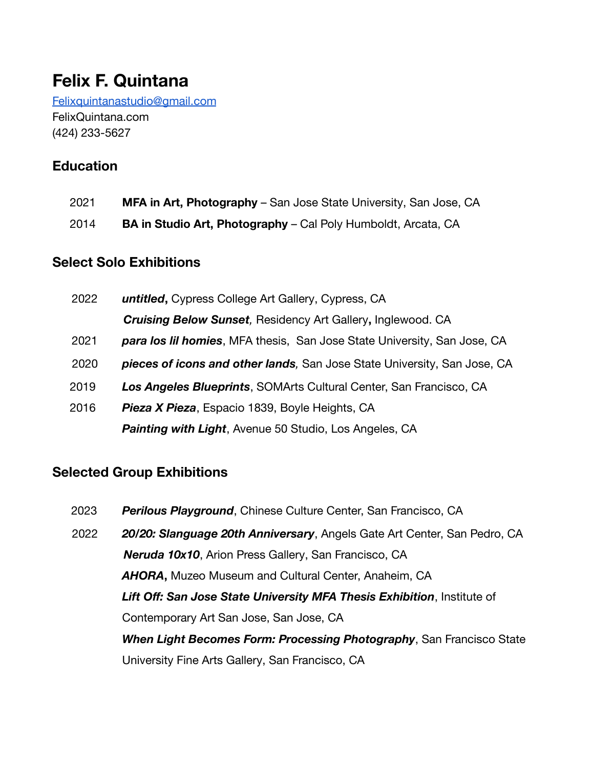# Felix F. Quintana

Felixquintanastudio@gmail.com
FelixQuintana.com
(424) 233-5627

## Education

2021 **MFA in Art, Photography** – San Jose State University, San Jose, CA

2014 **BA in Studio Art, Photography** – Cal Poly Humboldt, Arcata, CA

## Select Solo Exhibitions

2022 ***untitled*****,** Cypress College Art Gallery, Cypress, CA

***Cruising Below Sunset**,* Residency Art Gallery**,** Inglewood. CA

2021 ***para los lil homies***, MFA thesis, San Jose State University, San Jose, CA

2020 ***pieces of icons and other lands**,* San Jose State University, San Jose, CA

2019 ***Los Angeles Blueprints***, SOMArts Cultural Center, San Francisco, CA

2016 ***Pieza X Pieza***, Espacio 1839, Boyle Heights, CA

***Painting with Light***, Avenue 50 Studio, Los Angeles, CA

## Selected Group Exhibitions

2023 ***Perilous Playground***, Chinese Culture Center, San Francisco, CA

2022 ***20/20: Slanguage 20th Anniversary***, Angels Gate Art Center, San Pedro, CA

***Neruda 10x10***, Arion Press Gallery, San Francisco, CA

***AHORA*****,** Muzeo Museum and Cultural Center, Anaheim, CA

***Lift Off: San Jose State University MFA Thesis Exhibition***, Institute of Contemporary Art San Jose, San Jose, CA

***When Light Becomes Form: Processing Photography***, San Francisco State University Fine Arts Gallery, San Francisco, CA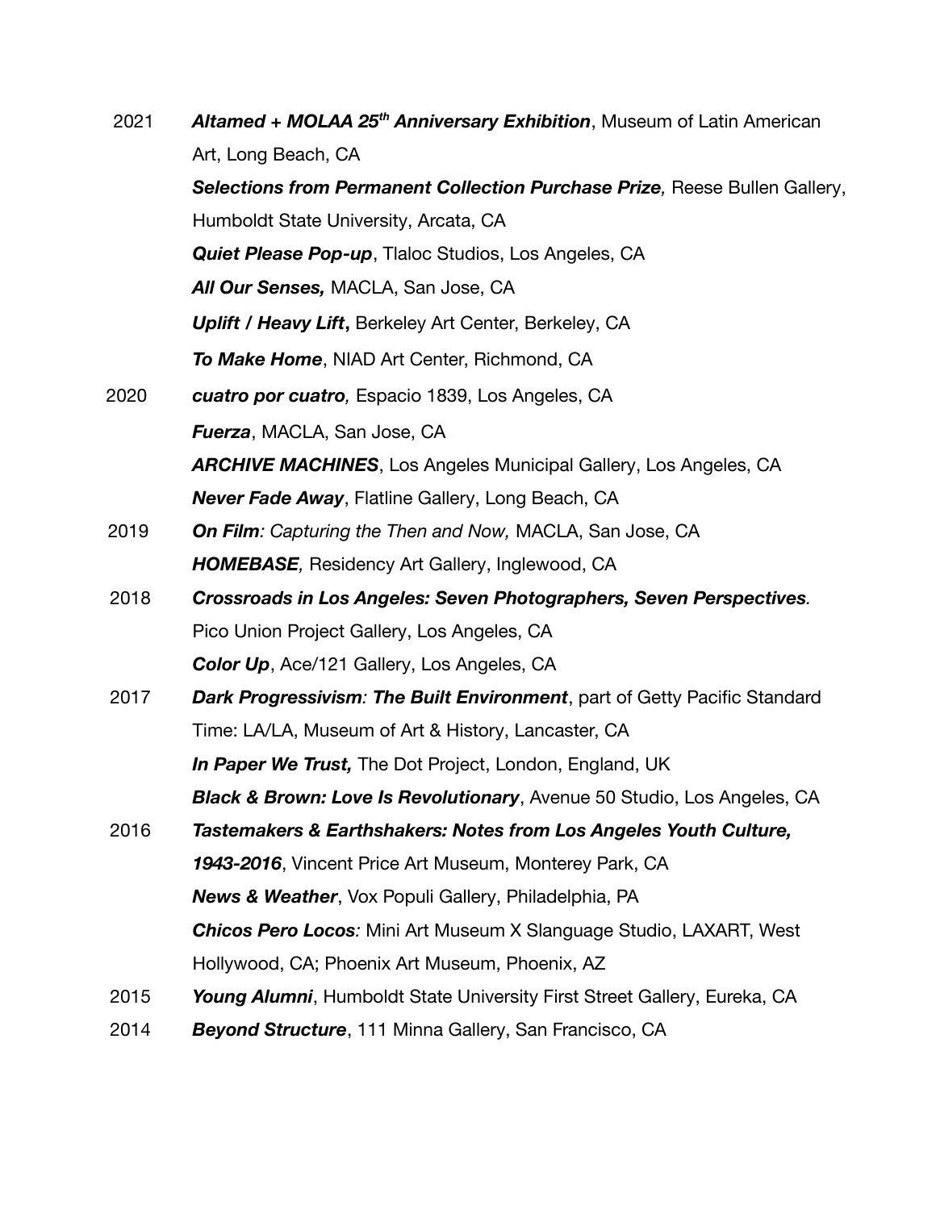2021 ***Altamed + MOLAA 25th Anniversary Exhibition***, Museum of Latin American Art, Long Beach, CA

***Selections from Permanent Collection Purchase Prize,*** Reese Bullen Gallery, Humboldt State University, Arcata, CA

***Quiet Please Pop-up***, Tlaloc Studios, Los Angeles, CA

***All Our Senses,*** MACLA, San Jose, CA

***Uplift / Heavy Lift*****,** Berkeley Art Center, Berkeley, CA

***To Make Home***, NIAD Art Center, Richmond, CA

2020 ***cuatro por cuatro,*** Espacio 1839, Los Angeles, CA

***Fuerza***, MACLA, San Jose, CA

***ARCHIVE MACHINES***, Los Angeles Municipal Gallery, Los Angeles, CA

***Never Fade Away***, Flatline Gallery, Long Beach, CA

2019 ***On Film****: Capturing the Then and Now,* MACLA, San Jose, CA

***HOMEBASE****,* Residency Art Gallery, Inglewood, CA

2018 ***Crossroads in Los Angeles: Seven Photographers, Seven Perspectives****.* Pico Union Project Gallery, Los Angeles, CA

***Color Up***, Ace/121 Gallery, Los Angeles, CA

2017 ***Dark Progressivism: The Built Environment***, part of Getty Pacific Standard Time: LA/LA, Museum of Art & History, Lancaster, CA

***In Paper We Trust,*** The Dot Project, London, England, UK

***Black & Brown: Love Is Revolutionary***, Avenue 50 Studio, Los Angeles, CA

2016 ***Tastemakers & Earthshakers: Notes from Los Angeles Youth Culture, 1943-2016***, Vincent Price Art Museum, Monterey Park, CA

***News & Weather***, Vox Populi Gallery, Philadelphia, PA

***Chicos Pero Locos****:* Mini Art Museum X Slanguage Studio, LAXART, West Hollywood, CA; Phoenix Art Museum, Phoenix, AZ

2015 ***Young Alumni***, Humboldt State University First Street Gallery, Eureka, CA

2014 ***Beyond Structure***, 111 Minna Gallery, San Francisco, CA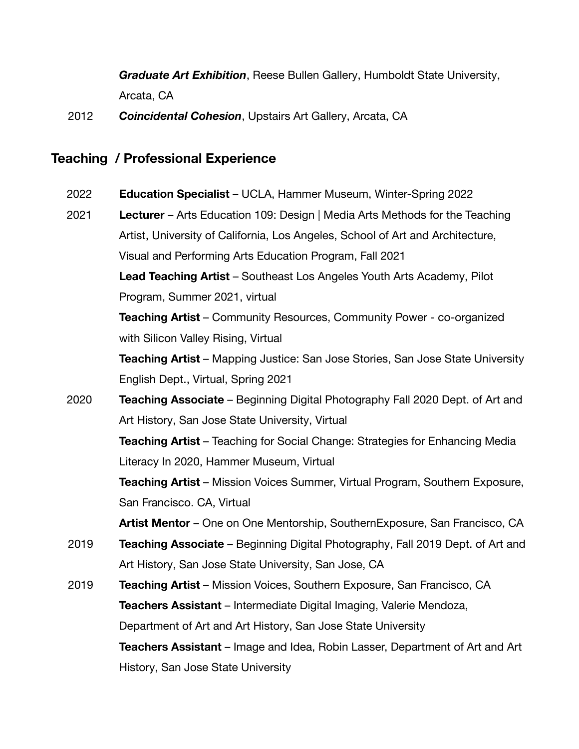***Graduate Art Exhibition***, Reese Bullen Gallery, Humboldt State University, Arcata, CA

2012 ***Coincidental Cohesion***, Upstairs Art Gallery, Arcata, CA

## Teaching / Professional Experience

2022 **Education Specialist** – UCLA, Hammer Museum, Winter-Spring 2022

2021 **Lecturer** – Arts Education 109: Design | Media Arts Methods for the Teaching Artist, University of California, Los Angeles, School of Art and Architecture, Visual and Performing Arts Education Program, Fall 2021

**Lead Teaching Artist** – Southeast Los Angeles Youth Arts Academy, Pilot Program, Summer 2021, virtual

**Teaching Artist** – Community Resources, Community Power - co-organized with Silicon Valley Rising, Virtual

**Teaching Artist** – Mapping Justice: San Jose Stories, San Jose State University English Dept., Virtual, Spring 2021

2020 **Teaching Associate** – Beginning Digital Photography Fall 2020 Dept. of Art and Art History, San Jose State University, Virtual

**Teaching Artist** – Teaching for Social Change: Strategies for Enhancing Media Literacy In 2020, Hammer Museum, Virtual

**Teaching Artist** – Mission Voices Summer, Virtual Program, Southern Exposure, San Francisco. CA, Virtual

**Artist Mentor** – One on One Mentorship, SouthernExposure, San Francisco, CA

2019 **Teaching Associate** – Beginning Digital Photography, Fall 2019 Dept. of Art and Art History, San Jose State University, San Jose, CA

2019 **Teaching Artist** – Mission Voices, Southern Exposure, San Francisco, CA

**Teachers Assistant** – Intermediate Digital Imaging, Valerie Mendoza, Department of Art and Art History, San Jose State University

**Teachers Assistant** – Image and Idea, Robin Lasser, Department of Art and Art History, San Jose State University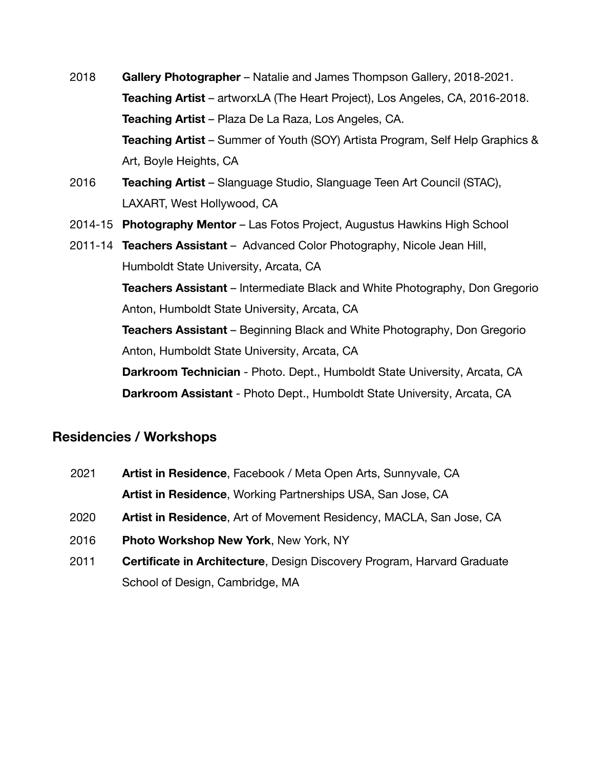2018 **Gallery Photographer** – Natalie and James Thompson Gallery, 2018-2021.
**Teaching Artist** – artworxLA (The Heart Project), Los Angeles, CA, 2016-2018.
**Teaching Artist** – Plaza De La Raza, Los Angeles, CA.
**Teaching Artist** – Summer of Youth (SOY) Artista Program, Self Help Graphics & Art, Boyle Heights, CA

2016 **Teaching Artist** – Slanguage Studio, Slanguage Teen Art Council (STAC), LAXART, West Hollywood, CA

2014-15 **Photography Mentor** – Las Fotos Project, Augustus Hawkins High School

2011-14 **Teachers Assistant** – Advanced Color Photography, Nicole Jean Hill, Humboldt State University, Arcata, CA
**Teachers Assistant** – Intermediate Black and White Photography, Don Gregorio Anton, Humboldt State University, Arcata, CA
**Teachers Assistant** – Beginning Black and White Photography, Don Gregorio Anton, Humboldt State University, Arcata, CA
**Darkroom Technician** - Photo. Dept., Humboldt State University, Arcata, CA
**Darkroom Assistant** - Photo Dept., Humboldt State University, Arcata, CA

## Residencies / Workshops

2021 **Artist in Residence**, Facebook / Meta Open Arts, Sunnyvale, CA
**Artist in Residence**, Working Partnerships USA, San Jose, CA

2020 **Artist in Residence**, Art of Movement Residency, MACLA, San Jose, CA

2016 **Photo Workshop New York**, New York, NY

2011 **Certificate in Architecture**, Design Discovery Program, Harvard Graduate School of Design, Cambridge, MA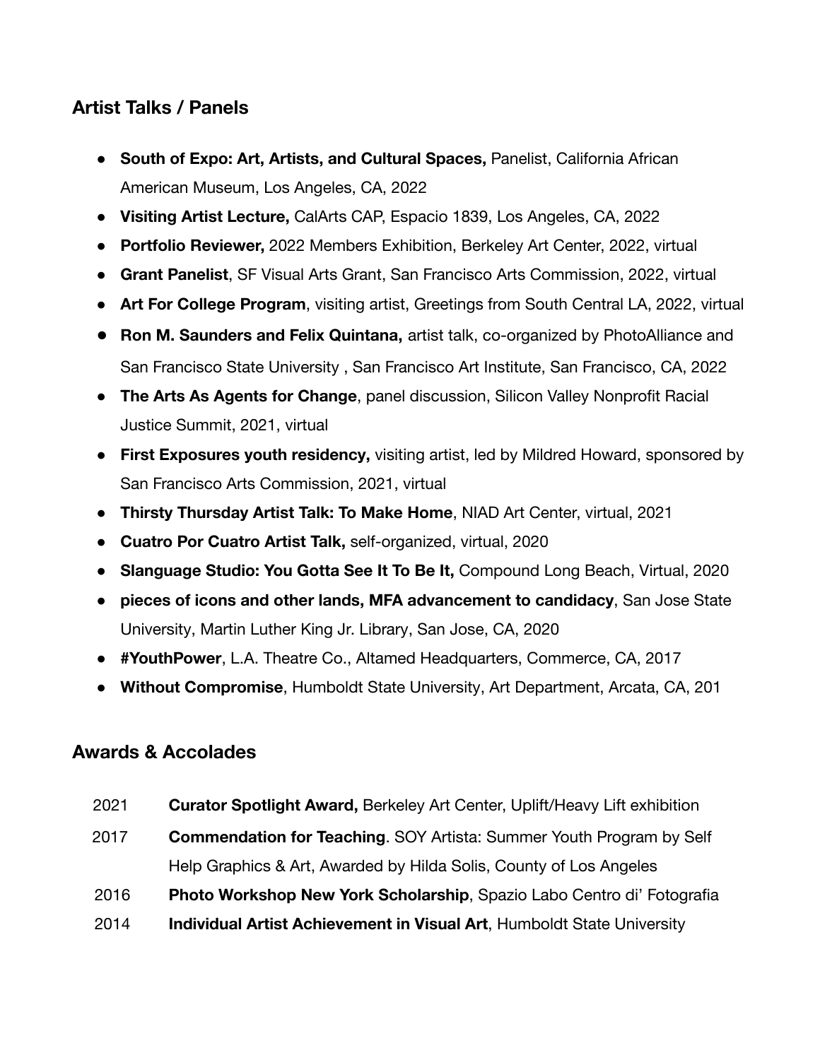## Artist Talks / Panels

- **South of Expo: Art, Artists, and Cultural Spaces,** Panelist, California African American Museum, Los Angeles, CA, 2022
- **Visiting Artist Lecture,** CalArts CAP, Espacio 1839, Los Angeles, CA, 2022
- **Portfolio Reviewer,** 2022 Members Exhibition, Berkeley Art Center, 2022, virtual
- **Grant Panelist**, SF Visual Arts Grant, San Francisco Arts Commission, 2022, virtual
- **Art For College Program**, visiting artist, Greetings from South Central LA, 2022, virtual
- **Ron M. Saunders and Felix Quintana,** artist talk, co-organized by PhotoAlliance and San Francisco State University , San Francisco Art Institute, San Francisco, CA, 2022
- **The Arts As Agents for Change**, panel discussion, Silicon Valley Nonprofit Racial Justice Summit, 2021, virtual
- **First Exposures youth residency,** visiting artist, led by Mildred Howard, sponsored by San Francisco Arts Commission, 2021, virtual
- **Thirsty Thursday Artist Talk: To Make Home**, NIAD Art Center, virtual, 2021
- **Cuatro Por Cuatro Artist Talk,** self-organized, virtual, 2020
- **Slanguage Studio: You Gotta See It To Be It,** Compound Long Beach, Virtual, 2020
- **pieces of icons and other lands, MFA advancement to candidacy**, San Jose State University, Martin Luther King Jr. Library, San Jose, CA, 2020
- **#YouthPower**, L.A. Theatre Co., Altamed Headquarters, Commerce, CA, 2017
- **Without Compromise**, Humboldt State University, Art Department, Arcata, CA, 201

## Awards & Accolades

2021 **Curator Spotlight Award,** Berkeley Art Center, Uplift/Heavy Lift exhibition

2017 **Commendation for Teaching**. SOY Artista: Summer Youth Program by Self Help Graphics & Art, Awarded by Hilda Solis, County of Los Angeles

2016 **Photo Workshop New York Scholarship**, Spazio Labo Centro di' Fotografia

2014 **Individual Artist Achievement in Visual Art**, Humboldt State University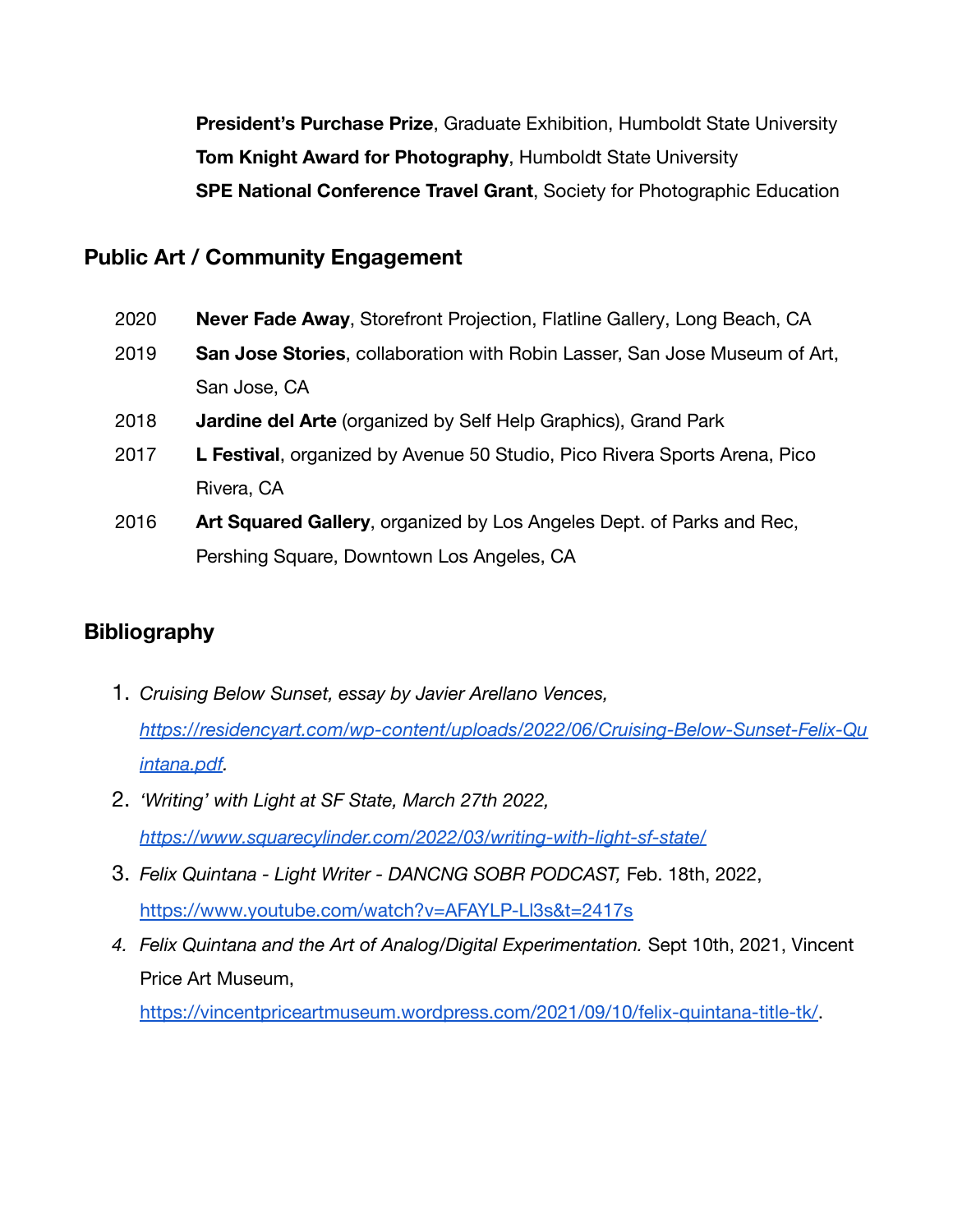**President's Purchase Prize**, Graduate Exhibition, Humboldt State University
**Tom Knight Award for Photography**, Humboldt State University
**SPE National Conference Travel Grant**, Society for Photographic Education

## Public Art / Community Engagement

2020 **Never Fade Away**, Storefront Projection, Flatline Gallery, Long Beach, CA

2019 **San Jose Stories**, collaboration with Robin Lasser, San Jose Museum of Art, San Jose, CA

2018 **Jardine del Arte** (organized by Self Help Graphics), Grand Park

2017 **L Festival**, organized by Avenue 50 Studio, Pico Rivera Sports Arena, Pico Rivera, CA

2016 **Art Squared Gallery**, organized by Los Angeles Dept. of Parks and Rec, Pershing Square, Downtown Los Angeles, CA

## Bibliography

1. *Cruising Below Sunset, essay by Javier Arellano Vences, https://residencyart.com/wp-content/uploads/2022/06/Cruising-Below-Sunset-Felix-Quintana.pdf.*
2. *'Writing' with Light at SF State, March 27th 2022, https://www.squarecylinder.com/2022/03/writing-with-light-sf-state/*
3. *Felix Quintana - Light Writer - DANCNG SOBR PODCAST,* Feb. 18th, 2022, https://www.youtube.com/watch?v=AFAYLP-Ll3s&t=2417s
4. *Felix Quintana and the Art of Analog/Digital Experimentation.* Sept 10th, 2021, Vincent Price Art Museum, https://vincentpriceartmuseum.wordpress.com/2021/09/10/felix-quintana-title-tk/.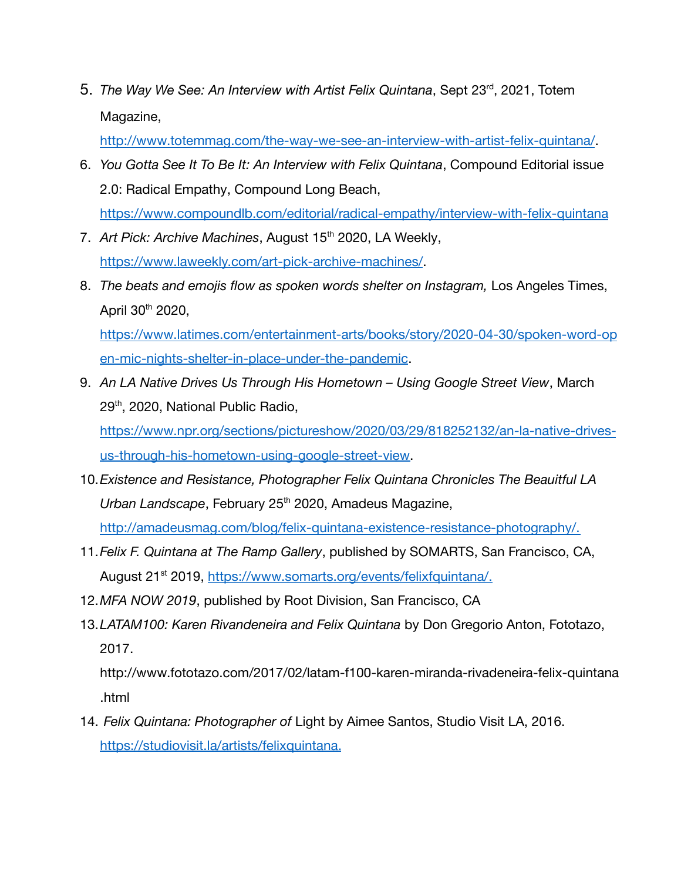5. *The Way We See: An Interview with Artist Felix Quintana*, Sept 23rd, 2021, Totem Magazine, http://www.totemmag.com/the-way-we-see-an-interview-with-artist-felix-quintana/.
6. *You Gotta See It To Be It: An Interview with Felix Quintana*, Compound Editorial issue 2.0: Radical Empathy, Compound Long Beach, https://www.compoundlb.com/editorial/radical-empathy/interview-with-felix-quintana
7. *Art Pick: Archive Machines*, August 15th 2020, LA Weekly, https://www.laweekly.com/art-pick-archive-machines/.
8. *The beats and emojis flow as spoken words shelter on Instagram,* Los Angeles Times, April 30th 2020, https://www.latimes.com/entertainment-arts/books/story/2020-04-30/spoken-word-open-mic-nights-shelter-in-place-under-the-pandemic.
9. *An LA Native Drives Us Through His Hometown – Using Google Street View*, March 29th, 2020, National Public Radio, https://www.npr.org/sections/pictureshow/2020/03/29/818252132/an-la-native-drives-us-through-his-hometown-using-google-street-view.
10. *Existence and Resistance, Photographer Felix Quintana Chronicles The Beauitful LA Urban Landscape*, February 25th 2020, Amadeus Magazine, http://amadeusmag.com/blog/felix-quintana-existence-resistance-photography/.
11. *Felix F. Quintana at The Ramp Gallery*, published by SOMARTS, San Francisco, CA, August 21st 2019, https://www.somarts.org/events/felixfquintana/.
12. *MFA NOW 2019*, published by Root Division, San Francisco, CA
13. *LATAM100: Karen Rivandeneira and Felix Quintana* by Don Gregorio Anton, Fototazo, 2017. http://www.fototazo.com/2017/02/latam-f100-karen-miranda-rivadeneira-felix-quintana.html
14. *Felix Quintana: Photographer of* Light by Aimee Santos, Studio Visit LA, 2016. https://studiovisit.la/artists/felixquintana.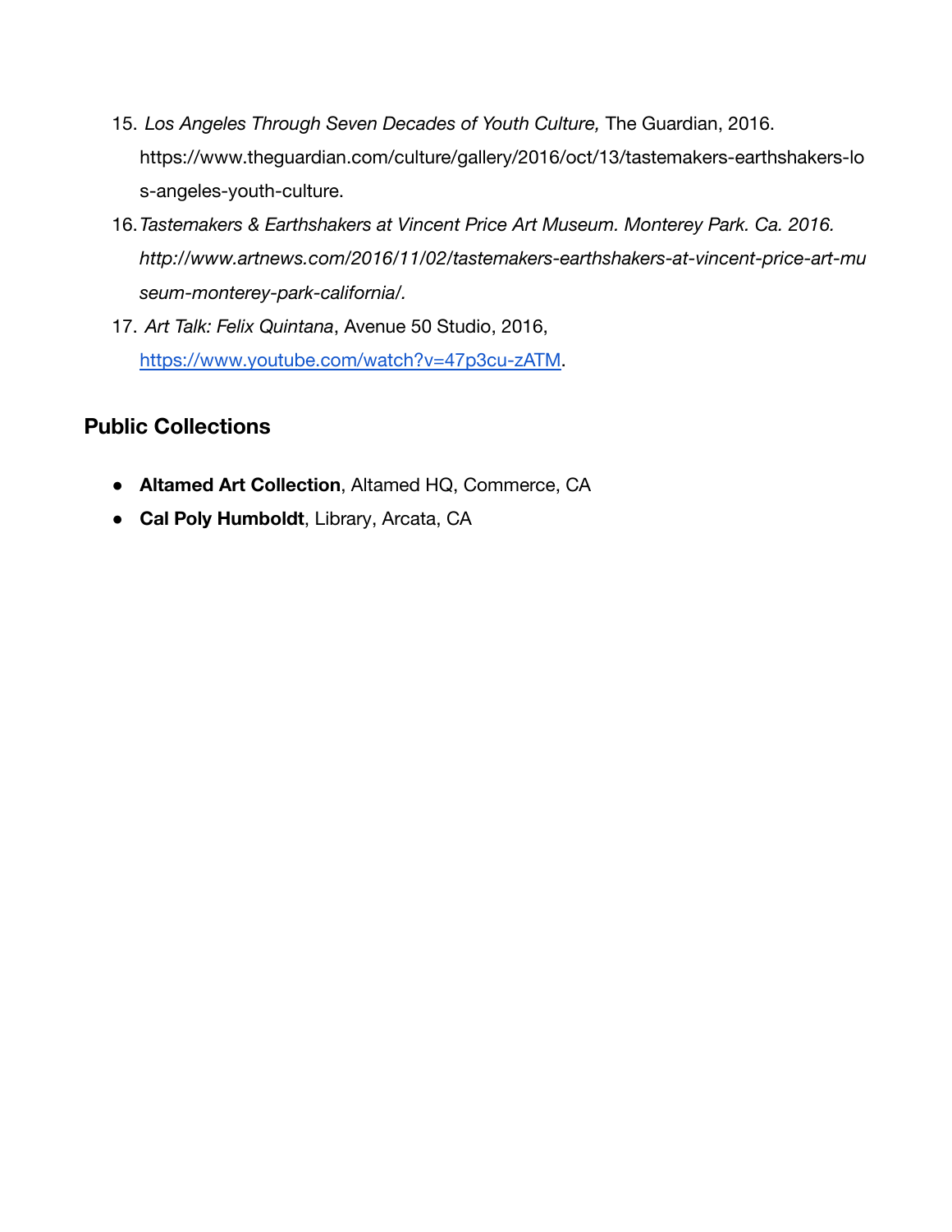15. *Los Angeles Through Seven Decades of Youth Culture,* The Guardian, 2016. https://www.theguardian.com/culture/gallery/2016/oct/13/tastemakers-earthshakers-los-angeles-youth-culture.
16. *Tastemakers & Earthshakers at Vincent Price Art Museum. Monterey Park. Ca. 2016. http://www.artnews.com/2016/11/02/tastemakers-earthshakers-at-vincent-price-art-museum-monterey-park-california/.*
17. *Art Talk: Felix Quintana*, Avenue 50 Studio, 2016, [https://www.youtube.com/watch?v=47p3cu-zATM](https://www.youtube.com/watch?v=47p3cu-zATM).

## Public Collections

- **Altamed Art Collection**, Altamed HQ, Commerce, CA
- **Cal Poly Humboldt**, Library, Arcata, CA